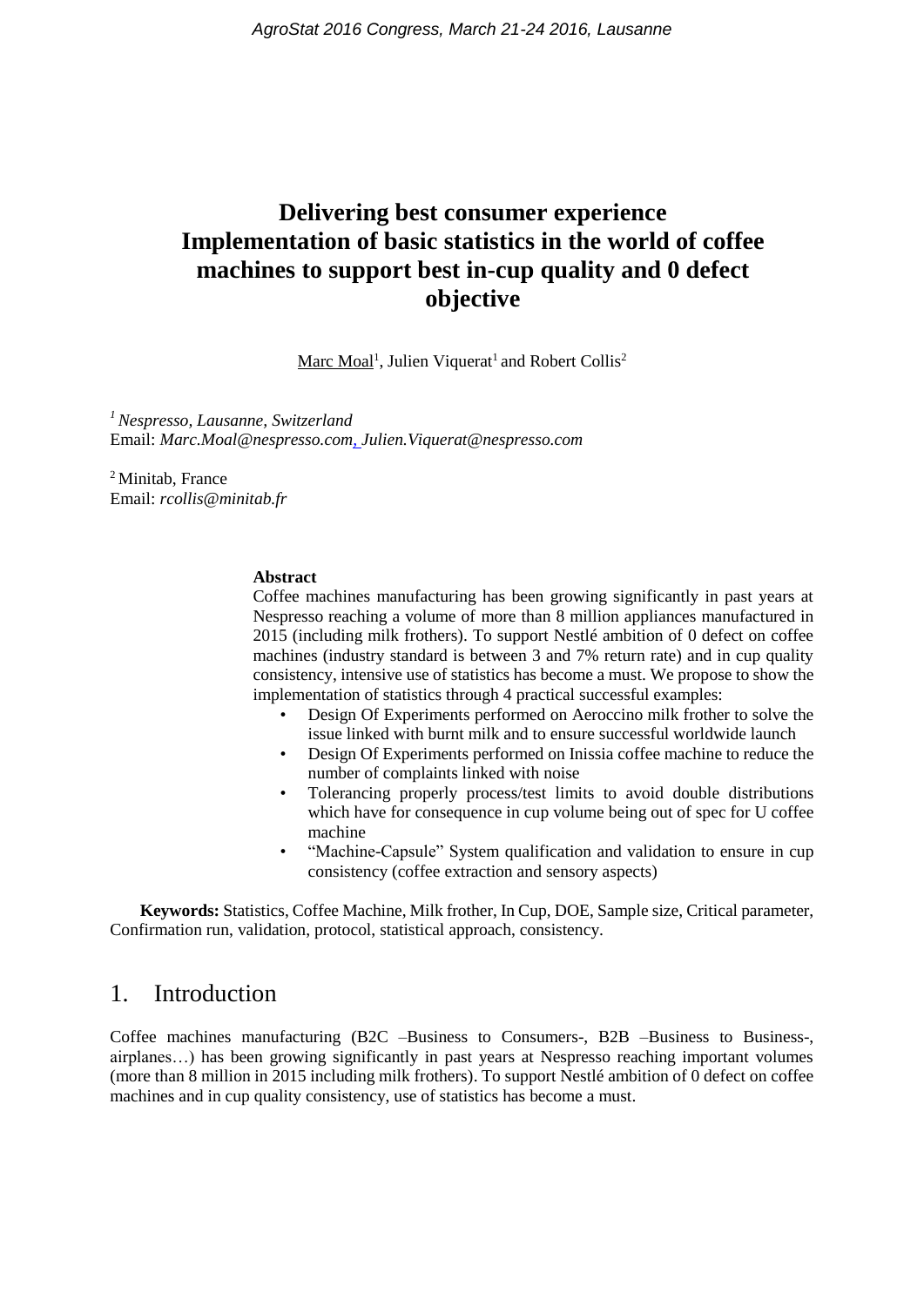# Delivering best consumer experience Implementation of basic statistics in the world of coffee machines to support best in-cup quality and 0 defect objective

Marc Moal[1], Julien Viquerat[1] and Robert Collis[2]

[1] *Nespresso, Lausanne, Switzerland*
Email: *Marc.Moal@nespresso.com, Julien.Viquerat@nespresso.com*

[2] Minitab, France
Email: *rcollis@minitab.fr*

**Abstract**

Coffee machines manufacturing has been growing significantly in past years at Nespresso reaching a volume of more than 8 million appliances manufactured in 2015 (including milk frothers). To support Nestlé ambition of 0 defect on coffee machines (industry standard is between 3 and 7% return rate) and in cup quality consistency, intensive use of statistics has become a must. We propose to show the implementation of statistics through 4 practical successful examples:

- Design Of Experiments performed on Aeroccino milk frother to solve the issue linked with burnt milk and to ensure successful worldwide launch
- Design Of Experiments performed on Inissia coffee machine to reduce the number of complaints linked with noise
- Tolerancing properly process/test limits to avoid double distributions which have for consequence in cup volume being out of spec for U coffee machine
- "Machine-Capsule" System qualification and validation to ensure in cup consistency (coffee extraction and sensory aspects)

**Keywords:** Statistics, Coffee Machine, Milk frother, In Cup, DOE, Sample size, Critical parameter, Confirmation run, validation, protocol, statistical approach, consistency.

## 1. Introduction

Coffee machines manufacturing (B2C –Business to Consumers-, B2B –Business to Business-, airplanes…) has been growing significantly in past years at Nespresso reaching important volumes (more than 8 million in 2015 including milk frothers). To support Nestlé ambition of 0 defect on coffee machines and in cup quality consistency, use of statistics has become a must.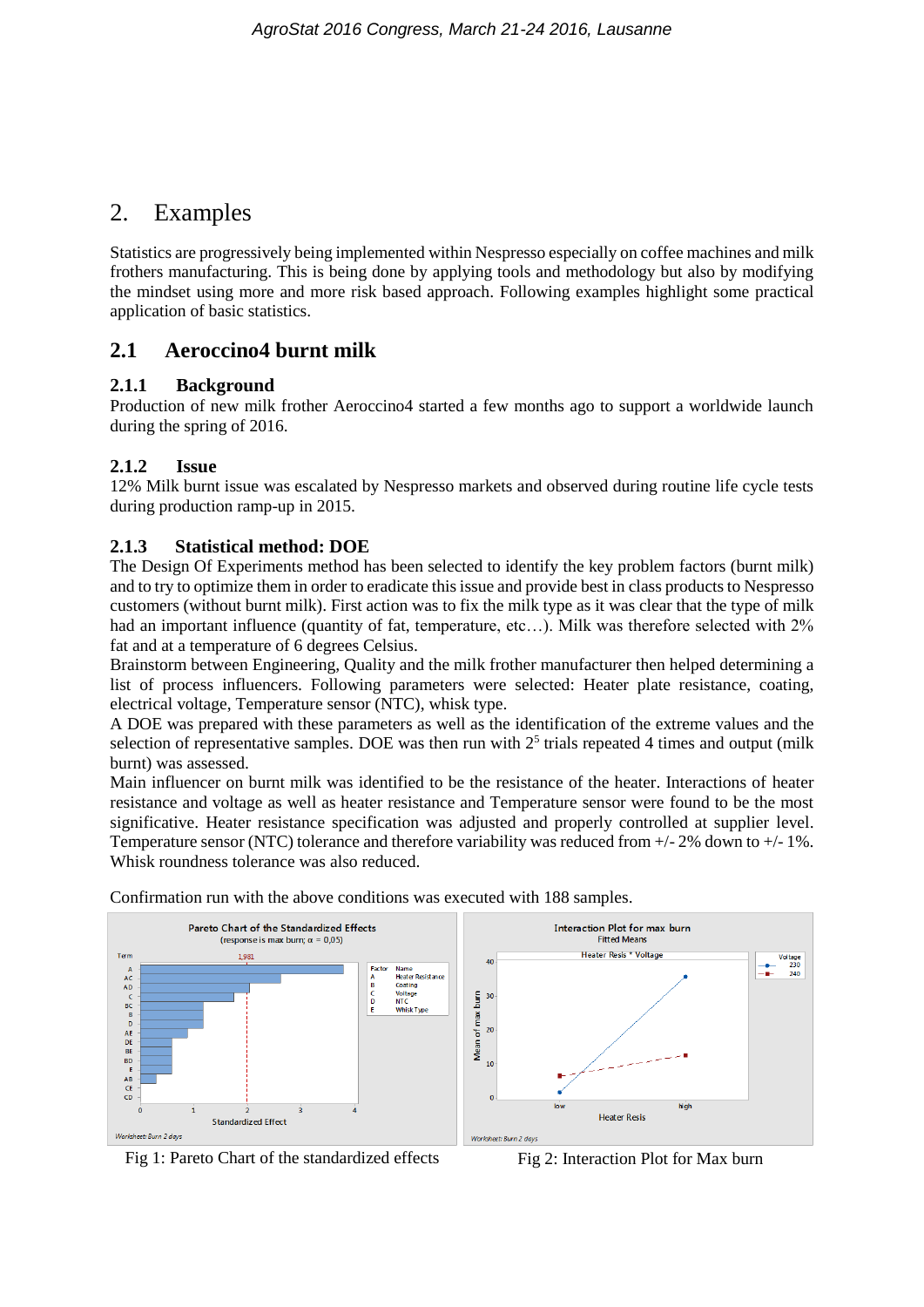# 2. Examples

Statistics are progressively being implemented within Nespresso especially on coffee machines and milk frothers manufacturing. This is being done by applying tools and methodology but also by modifying the mindset using more and more risk based approach. Following examples highlight some practical application of basic statistics.

## 2.1 Aeroccino4 burnt milk

### 2.1.1 Background

Production of new milk frother Aeroccino4 started a few months ago to support a worldwide launch during the spring of 2016.

### 2.1.2 Issue

12% Milk burnt issue was escalated by Nespresso markets and observed during routine life cycle tests during production ramp-up in 2015.

### 2.1.3 Statistical method: DOE

The Design Of Experiments method has been selected to identify the key problem factors (burnt milk) and to try to optimize them in order to eradicate this issue and provide best in class products to Nespresso customers (without burnt milk). First action was to fix the milk type as it was clear that the type of milk had an important influence (quantity of fat, temperature, etc…). Milk was therefore selected with 2% fat and at a temperature of 6 degrees Celsius.

Brainstorm between Engineering, Quality and the milk frother manufacturer then helped determining a list of process influencers. Following parameters were selected: Heater plate resistance, coating, electrical voltage, Temperature sensor (NTC), whisk type.

A DOE was prepared with these parameters as well as the identification of the extreme values and the selection of representative samples. DOE was then run with $2^5$ trials repeated 4 times and output (milk burnt) was assessed.

Main influencer on burnt milk was identified to be the resistance of the heater. Interactions of heater resistance and voltage as well as heater resistance and Temperature sensor were found to be the most significative. Heater resistance specification was adjusted and properly controlled at supplier level. Temperature sensor (NTC) tolerance and therefore variability was reduced from +/- 2% down to +/- 1%. Whisk roundness tolerance was also reduced.

Confirmation run with the above conditions was executed with 188 samples.

Fig 1: Pareto Chart of the standardized effects

Fig 2: Interaction Plot for Max burn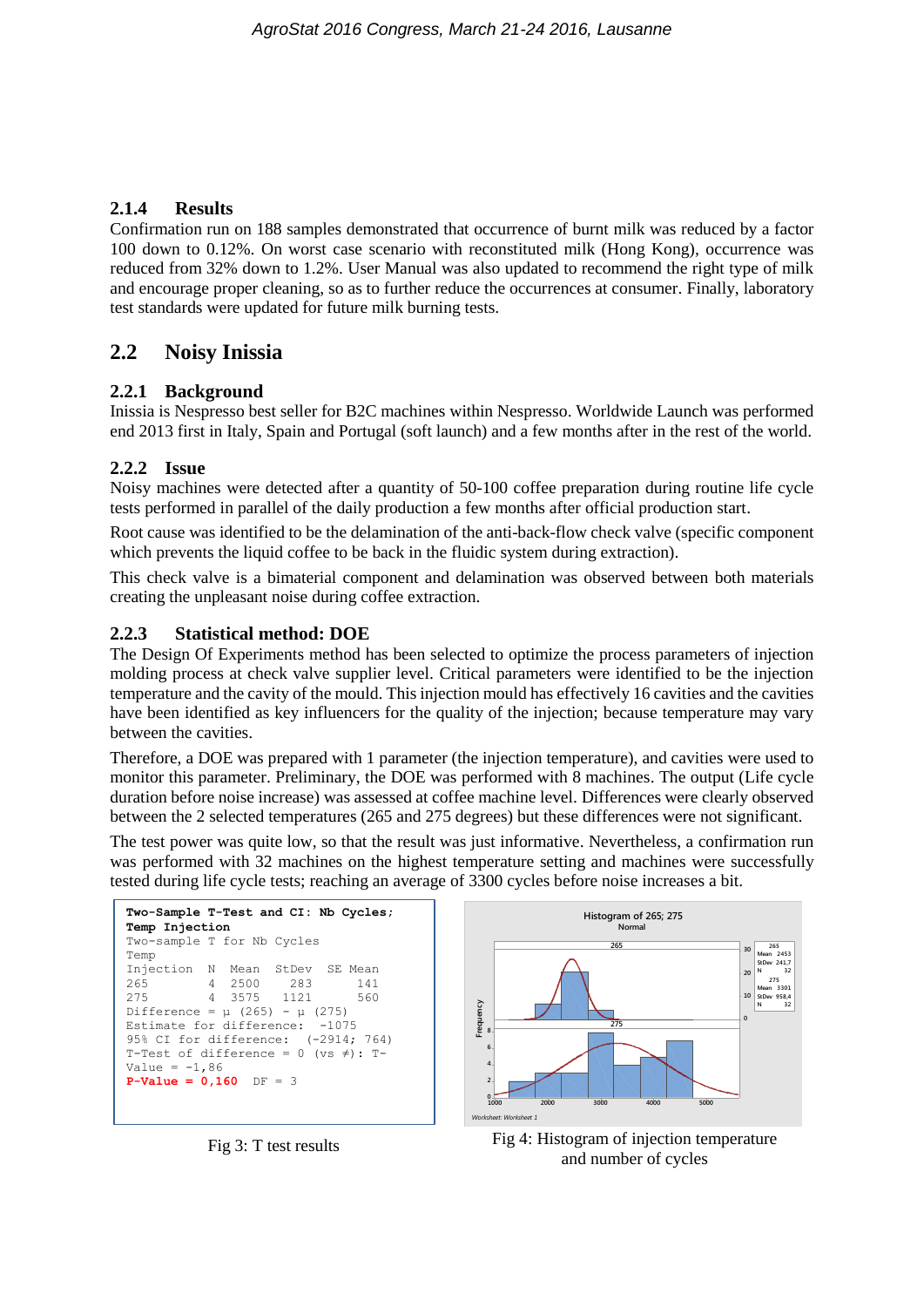### 2.1.4 Results

Confirmation run on 188 samples demonstrated that occurrence of burnt milk was reduced by a factor 100 down to 0.12%. On worst case scenario with reconstituted milk (Hong Kong), occurrence was reduced from 32% down to 1.2%. User Manual was also updated to recommend the right type of milk and encourage proper cleaning, so as to further reduce the occurrences at consumer. Finally, laboratory test standards were updated for future milk burning tests.

## 2.2 Noisy Inissia

### 2.2.1 Background

Inissia is Nespresso best seller for B2C machines within Nespresso. Worldwide Launch was performed end 2013 first in Italy, Spain and Portugal (soft launch) and a few months after in the rest of the world.

### 2.2.2 Issue

Noisy machines were detected after a quantity of 50-100 coffee preparation during routine life cycle tests performed in parallel of the daily production a few months after official production start.

Root cause was identified to be the delamination of the anti-back-flow check valve (specific component which prevents the liquid coffee to be back in the fluidic system during extraction).

This check valve is a bimaterial component and delamination was observed between both materials creating the unpleasant noise during coffee extraction.

### 2.2.3 Statistical method: DOE

The Design Of Experiments method has been selected to optimize the process parameters of injection molding process at check valve supplier level. Critical parameters were identified to be the injection temperature and the cavity of the mould. This injection mould has effectively 16 cavities and the cavities have been identified as key influencers for the quality of the injection; because temperature may vary between the cavities.

Therefore, a DOE was prepared with 1 parameter (the injection temperature), and cavities were used to monitor this parameter. Preliminary, the DOE was performed with 8 machines. The output (Life cycle duration before noise increase) was assessed at coffee machine level. Differences were clearly observed between the 2 selected temperatures (265 and 275 degrees) but these differences were not significant.

The test power was quite low, so that the result was just informative. Nevertheless, a confirmation run was performed with 32 machines on the highest temperature setting and machines were successfully tested during life cycle tests; reaching an average of 3300 cycles before noise increases a bit.

```
Two-Sample T-Test and CI: Nb Cycles;
Temp Injection
Two-sample T for Nb Cycles
Temp
Injection   N   Mean   StDev   SE Mean
265         4   2500     283       141
275         4   3575    1121       560
Difference = μ (265) - μ (275)
Estimate for difference:   -1075
95% CI for difference:   (-2914; 764)
T-Test of difference = 0 (vs ≠): T-
Value = -1,86
P-Value = 0,160   DF = 3
```

Fig 3: T test results

Fig 4: Histogram of injection temperature and number of cycles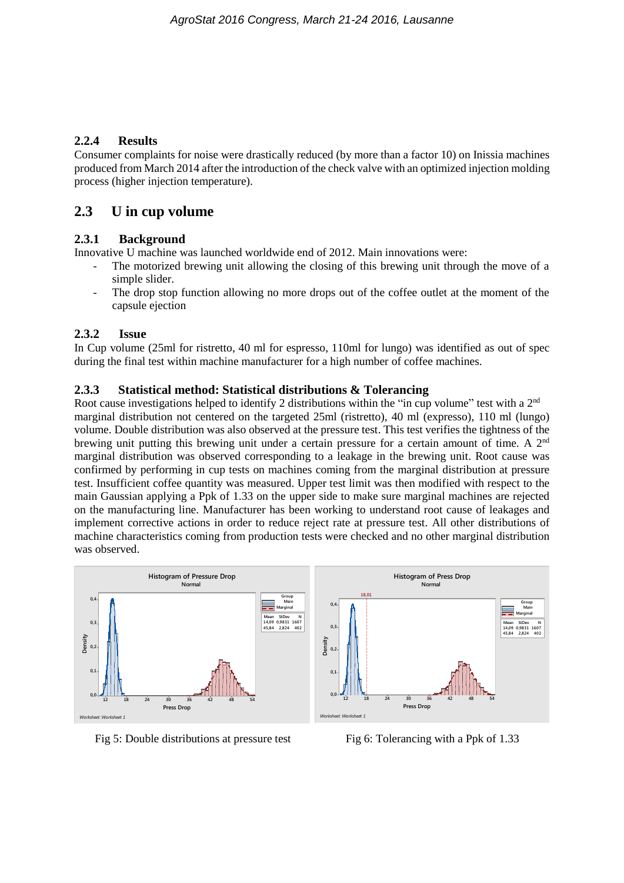#### 2.2.4 Results

Consumer complaints for noise were drastically reduced (by more than a factor 10) on Inissia machines produced from March 2014 after the introduction of the check valve with an optimized injection molding process (higher injection temperature).

## 2.3 U in cup volume

### 2.3.1 Background

Innovative U machine was launched worldwide end of 2012. Main innovations were:

- The motorized brewing unit allowing the closing of this brewing unit through the move of a simple slider.
- The drop stop function allowing no more drops out of the coffee outlet at the moment of the capsule ejection

### 2.3.2 Issue

In Cup volume (25ml for ristretto, 40 ml for espresso, 110ml for lungo) was identified as out of spec during the final test within machine manufacturer for a high number of coffee machines.

### 2.3.3 Statistical method: Statistical distributions & Tolerancing

Root cause investigations helped to identify 2 distributions within the "in cup volume" test with a 2nd marginal distribution not centered on the targeted 25ml (ristretto), 40 ml (expresso), 110 ml (lungo) volume. Double distribution was also observed at the pressure test. This test verifies the tightness of the brewing unit putting this brewing unit under a certain pressure for a certain amount of time. A 2nd marginal distribution was observed corresponding to a leakage in the brewing unit. Root cause was confirmed by performing in cup tests on machines coming from the marginal distribution at pressure test. Insufficient coffee quantity was measured. Upper test limit was then modified with respect to the main Gaussian applying a Ppk of 1.33 on the upper side to make sure marginal machines are rejected on the manufacturing line. Manufacturer has been working to understand root cause of leakages and implement corrective actions in order to reduce reject rate at pressure test. All other distributions of machine characteristics coming from production tests were checked and no other marginal distribution was observed.

Fig 5: Double distributions at pressure test

Fig 6: Tolerancing with a Ppk of 1.33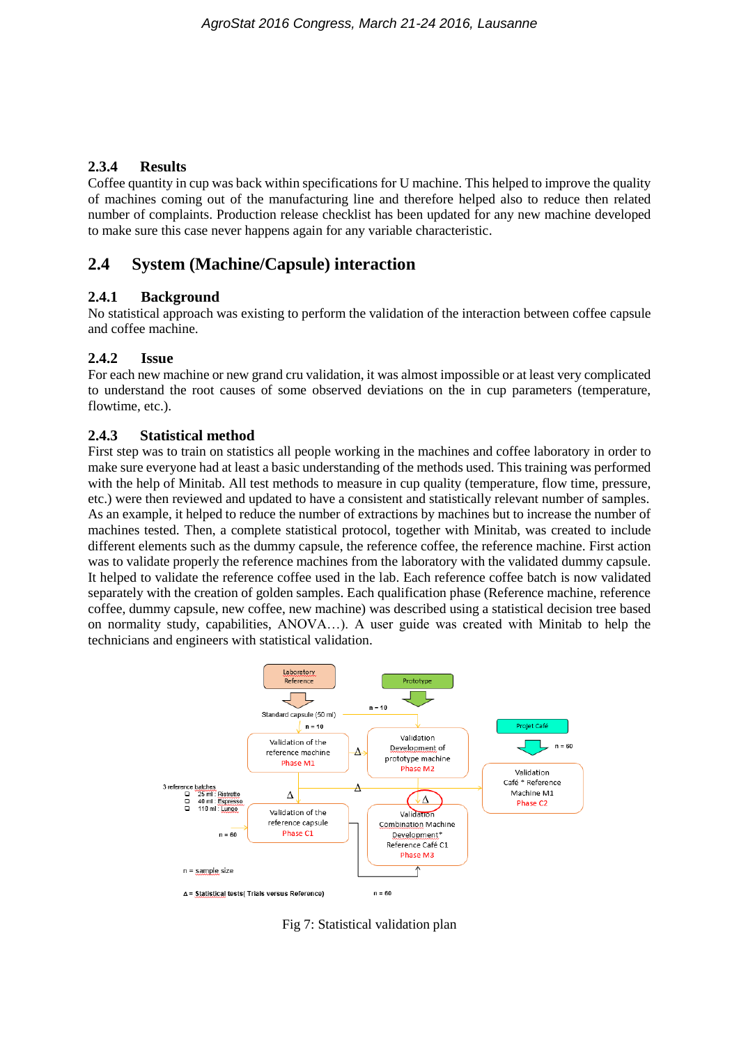### 2.3.4 Results

Coffee quantity in cup was back within specifications for U machine. This helped to improve the quality of machines coming out of the manufacturing line and therefore helped also to reduce then related number of complaints. Production release checklist has been updated for any new machine developed to make sure this case never happens again for any variable characteristic.

## 2.4 System (Machine/Capsule) interaction

### 2.4.1 Background

No statistical approach was existing to perform the validation of the interaction between coffee capsule and coffee machine.

### 2.4.2 Issue

For each new machine or new grand cru validation, it was almost impossible or at least very complicated to understand the root causes of some observed deviations on the in cup parameters (temperature, flowtime, etc.).

### 2.4.3 Statistical method

First step was to train on statistics all people working in the machines and coffee laboratory in order to make sure everyone had at least a basic understanding of the methods used. This training was performed with the help of Minitab. All test methods to measure in cup quality (temperature, flow time, pressure, etc.) were then reviewed and updated to have a consistent and statistically relevant number of samples. As an example, it helped to reduce the number of extractions by machines but to increase the number of machines tested. Then, a complete statistical protocol, together with Minitab, was created to include different elements such as the dummy capsule, the reference coffee, the reference machine. First action was to validate properly the reference machines from the laboratory with the validated dummy capsule. It helped to validate the reference coffee used in the lab. Each reference coffee batch is now validated separately with the creation of golden samples. Each qualification phase (Reference machine, reference coffee, dummy capsule, new coffee, new machine) was described using a statistical decision tree based on normality study, capabilities, ANOVA…). A user guide was created with Minitab to help the technicians and engineers with statistical validation.

Fig 7: Statistical validation plan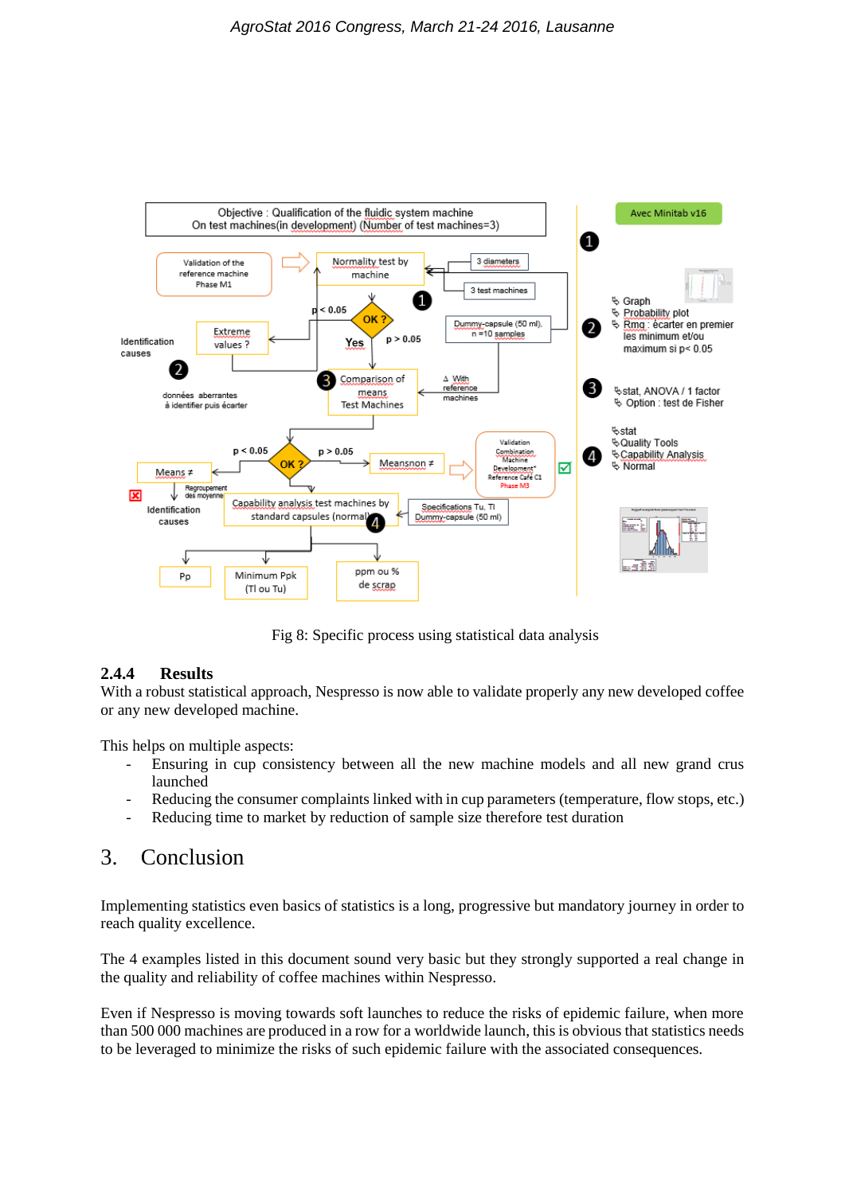Fig 8: Specific process using statistical data analysis

### 2.4.4 Results

With a robust statistical approach, Nespresso is now able to validate properly any new developed coffee or any new developed machine.

This helps on multiple aspects:

- Ensuring in cup consistency between all the new machine models and all new grand crus launched
- Reducing the consumer complaints linked with in cup parameters (temperature, flow stops, etc.)
- Reducing time to market by reduction of sample size therefore test duration

# 3. Conclusion

Implementing statistics even basics of statistics is a long, progressive but mandatory journey in order to reach quality excellence.

The 4 examples listed in this document sound very basic but they strongly supported a real change in the quality and reliability of coffee machines within Nespresso.

Even if Nespresso is moving towards soft launches to reduce the risks of epidemic failure, when more than 500 000 machines are produced in a row for a worldwide launch, this is obvious that statistics needs to be leveraged to minimize the risks of such epidemic failure with the associated consequences.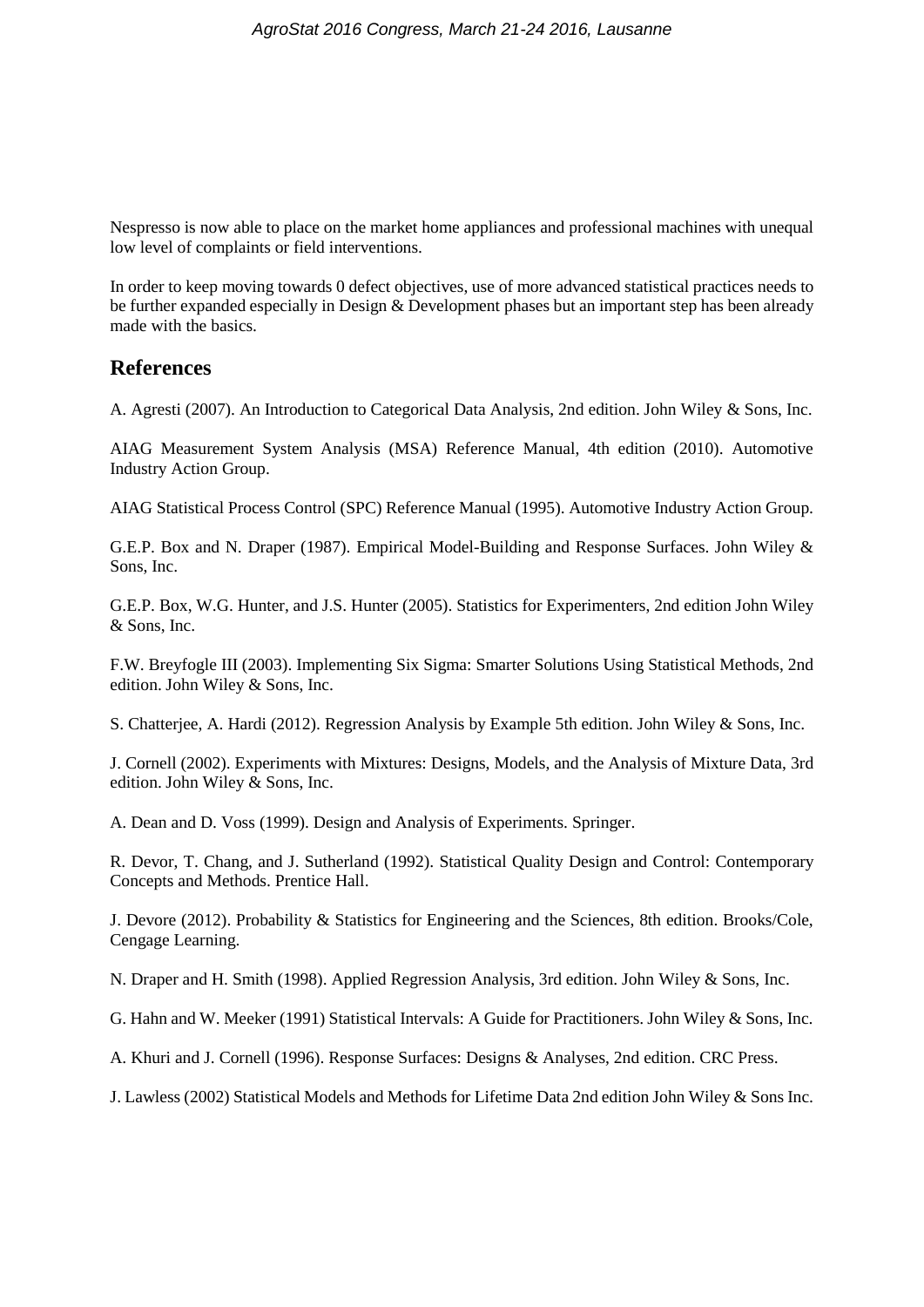Nespresso is now able to place on the market home appliances and professional machines with unequal low level of complaints or field interventions.

In order to keep moving towards 0 defect objectives, use of more advanced statistical practices needs to be further expanded especially in Design & Development phases but an important step has been already made with the basics.

## References

A. Agresti (2007). An Introduction to Categorical Data Analysis, 2nd edition. John Wiley & Sons, Inc.

AIAG Measurement System Analysis (MSA) Reference Manual, 4th edition (2010). Automotive Industry Action Group.

AIAG Statistical Process Control (SPC) Reference Manual (1995). Automotive Industry Action Group.

G.E.P. Box and N. Draper (1987). Empirical Model-Building and Response Surfaces. John Wiley & Sons, Inc.

G.E.P. Box, W.G. Hunter, and J.S. Hunter (2005). Statistics for Experimenters, 2nd edition John Wiley & Sons, Inc.

F.W. Breyfogle III (2003). Implementing Six Sigma: Smarter Solutions Using Statistical Methods, 2nd edition. John Wiley & Sons, Inc.

S. Chatterjee, A. Hardi (2012). Regression Analysis by Example 5th edition. John Wiley & Sons, Inc.

J. Cornell (2002). Experiments with Mixtures: Designs, Models, and the Analysis of Mixture Data, 3rd edition. John Wiley & Sons, Inc.

A. Dean and D. Voss (1999). Design and Analysis of Experiments. Springer.

R. Devor, T. Chang, and J. Sutherland (1992). Statistical Quality Design and Control: Contemporary Concepts and Methods. Prentice Hall.

J. Devore (2012). Probability & Statistics for Engineering and the Sciences, 8th edition. Brooks/Cole, Cengage Learning.

N. Draper and H. Smith (1998). Applied Regression Analysis, 3rd edition. John Wiley & Sons, Inc.

G. Hahn and W. Meeker (1991) Statistical Intervals: A Guide for Practitioners. John Wiley & Sons, Inc.

A. Khuri and J. Cornell (1996). Response Surfaces: Designs & Analyses, 2nd edition. CRC Press.

J. Lawless (2002) Statistical Models and Methods for Lifetime Data 2nd edition John Wiley & Sons Inc.